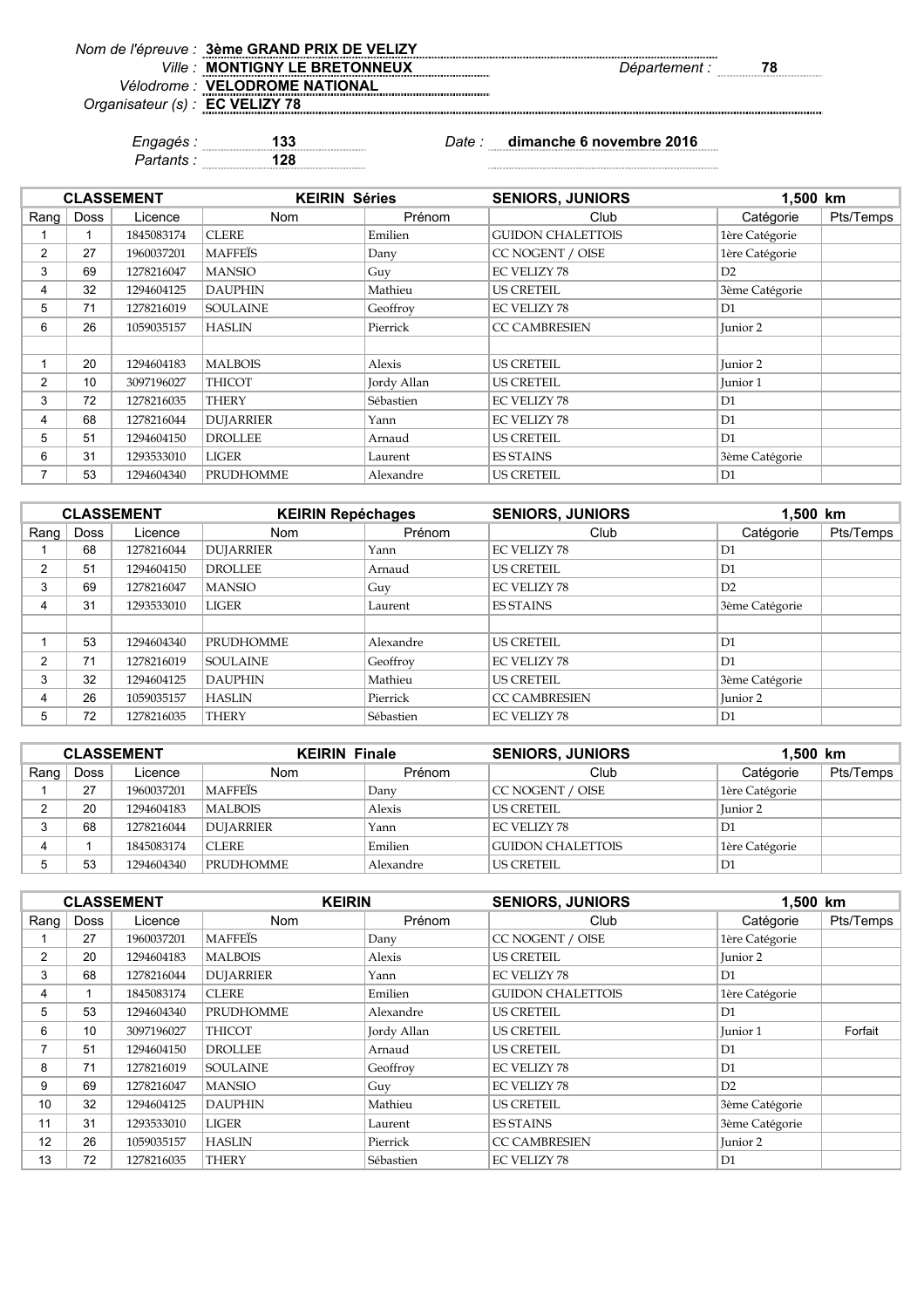Nom de l'épreuve : **3ème GRAND PRIX DE VELIZY**

Ville : **MONTIGNY LE BRETONNEUX** Département : **78**

Vélodrome : **VELODROME NATIONAL**

Organisateur (s) : **EC VELIZY 78**

Engagés : **133** Date : **dimanche 6 novembre 2016**

Partants : **128**

| CLASSEMENT | | | KEIRIN Séries | | SENIORS, JUNIORS | 1,500 km | |
|---|---|---|---|---|---|---|---|
| Rang | Doss | Licence | Nom | Prénom | Club | Catégorie | Pts/Temps |
| 1 | 1 | 1845083174 | CLERE | Emilien | GUIDON CHALETTOIS | 1ère Catégorie | |
| 2 | 27 | 1960037201 | MAFFEÏS | Dany | CC NOGENT / OISE | 1ère Catégorie | |
| 3 | 69 | 1278216047 | MANSIO | Guy | EC VELIZY 78 | D2 | |
| 4 | 32 | 1294604125 | DAUPHIN | Mathieu | US CRETEIL | 3ème Catégorie | |
| 5 | 71 | 1278216019 | SOULAINE | Geoffroy | EC VELIZY 78 | D1 | |
| 6 | 26 | 1059035157 | HASLIN | Pierrick | CC CAMBRESIEN | Junior 2 | |
| | | | | | | | |
| 1 | 20 | 1294604183 | MALBOIS | Alexis | US CRETEIL | Junior 2 | |
| 2 | 10 | 3097196027 | THICOT | Jordy Allan | US CRETEIL | Junior 1 | |
| 3 | 72 | 1278216035 | THERY | Sébastien | EC VELIZY 78 | D1 | |
| 4 | 68 | 1278216044 | DUJARRIER | Yann | EC VELIZY 78 | D1 | |
| 5 | 51 | 1294604150 | DROLLEE | Arnaud | US CRETEIL | D1 | |
| 6 | 31 | 1293533010 | LIGER | Laurent | ES STAINS | 3ème Catégorie | |
| 7 | 53 | 1294604340 | PRUDHOMME | Alexandre | US CRETEIL | D1 | |

| CLASSEMENT | | | KEIRIN Repéchages | | SENIORS, JUNIORS | 1,500 km | |
|---|---|---|---|---|---|---|---|
| Rang | Doss | Licence | Nom | Prénom | Club | Catégorie | Pts/Temps |
| 1 | 68 | 1278216044 | DUJARRIER | Yann | EC VELIZY 78 | D1 | |
| 2 | 51 | 1294604150 | DROLLEE | Arnaud | US CRETEIL | D1 | |
| 3 | 69 | 1278216047 | MANSIO | Guy | EC VELIZY 78 | D2 | |
| 4 | 31 | 1293533010 | LIGER | Laurent | ES STAINS | 3ème Catégorie | |
| | | | | | | | |
| 1 | 53 | 1294604340 | PRUDHOMME | Alexandre | US CRETEIL | D1 | |
| 2 | 71 | 1278216019 | SOULAINE | Geoffroy | EC VELIZY 78 | D1 | |
| 3 | 32 | 1294604125 | DAUPHIN | Mathieu | US CRETEIL | 3ème Catégorie | |
| 4 | 26 | 1059035157 | HASLIN | Pierrick | CC CAMBRESIEN | Junior 2 | |
| 5 | 72 | 1278216035 | THERY | Sébastien | EC VELIZY 78 | D1 | |

| CLASSEMENT | | | KEIRIN Finale | | SENIORS, JUNIORS | 1,500 km | |
|---|---|---|---|---|---|---|---|
| Rang | Doss | Licence | Nom | Prénom | Club | Catégorie | Pts/Temps |
| 1 | 27 | 1960037201 | MAFFEÏS | Dany | CC NOGENT / OISE | 1ère Catégorie | |
| 2 | 20 | 1294604183 | MALBOIS | Alexis | US CRETEIL | Junior 2 | |
| 3 | 68 | 1278216044 | DUJARRIER | Yann | EC VELIZY 78 | D1 | |
| 4 | 1 | 1845083174 | CLERE | Emilien | GUIDON CHALETTOIS | 1ère Catégorie | |
| 5 | 53 | 1294604340 | PRUDHOMME | Alexandre | US CRETEIL | D1 | |

| CLASSEMENT | | | KEIRIN | | SENIORS, JUNIORS | 1,500 km | |
|---|---|---|---|---|---|---|---|
| Rang | Doss | Licence | Nom | Prénom | Club | Catégorie | Pts/Temps |
| 1 | 27 | 1960037201 | MAFFEÏS | Dany | CC NOGENT / OISE | 1ère Catégorie | |
| 2 | 20 | 1294604183 | MALBOIS | Alexis | US CRETEIL | Junior 2 | |
| 3 | 68 | 1278216044 | DUJARRIER | Yann | EC VELIZY 78 | D1 | |
| 4 | 1 | 1845083174 | CLERE | Emilien | GUIDON CHALETTOIS | 1ère Catégorie | |
| 5 | 53 | 1294604340 | PRUDHOMME | Alexandre | US CRETEIL | D1 | |
| 6 | 10 | 3097196027 | THICOT | Jordy Allan | US CRETEIL | Junior 1 | Forfait |
| 7 | 51 | 1294604150 | DROLLEE | Arnaud | US CRETEIL | D1 | |
| 8 | 71 | 1278216019 | SOULAINE | Geoffroy | EC VELIZY 78 | D1 | |
| 9 | 69 | 1278216047 | MANSIO | Guy | EC VELIZY 78 | D2 | |
| 10 | 32 | 1294604125 | DAUPHIN | Mathieu | US CRETEIL | 3ème Catégorie | |
| 11 | 31 | 1293533010 | LIGER | Laurent | ES STAINS | 3ème Catégorie | |
| 12 | 26 | 1059035157 | HASLIN | Pierrick | CC CAMBRESIEN | Junior 2 | |
| 13 | 72 | 1278216035 | THERY | Sébastien | EC VELIZY 78 | D1 | |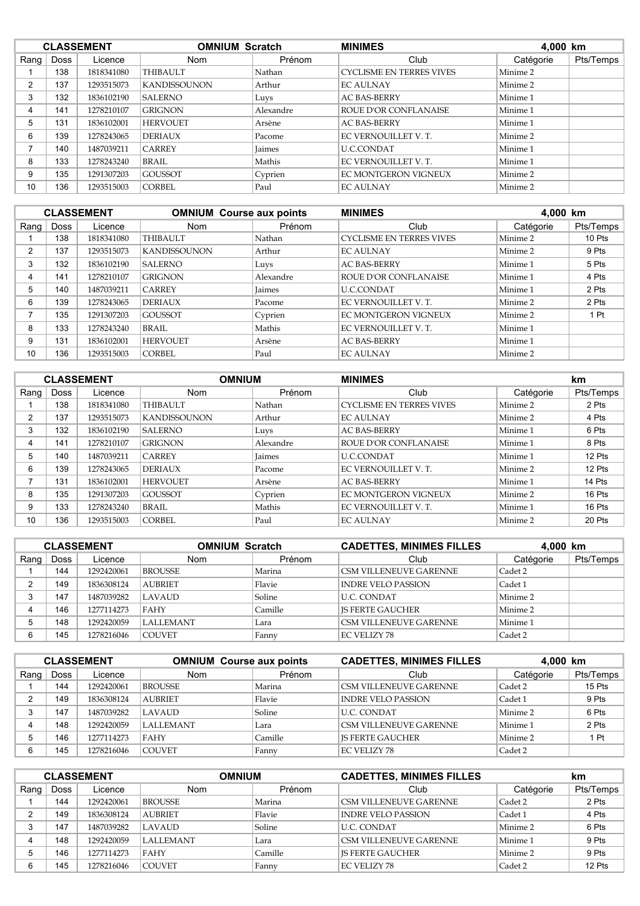| CLASSEMENT | | | OMNIUM Scratch | | MINIMES | | 4,000 km |
|---|---|---|---|---|---|---|---|
| Rang | Doss | Licence | Nom | Prénom | Club | Catégorie | Pts/Temps |
| 1 | 138 | 1818341080 | THIBAULT | Nathan | CYCLISME EN TERRES VIVES | Minime 2 | |
| 2 | 137 | 1293515073 | KANDISSOUNON | Arthur | EC AULNAY | Minime 2 | |
| 3 | 132 | 1836102190 | SALERNO | Luys | AC BAS-BERRY | Minime 1 | |
| 4 | 141 | 1278210107 | GRIGNON | Alexandre | ROUE D'OR CONFLANAISE | Minime 1 | |
| 5 | 131 | 1836102001 | HERVOUET | Arsène | AC BAS-BERRY | Minime 1 | |
| 6 | 139 | 1278243065 | DERIAUX | Pacome | EC VERNOUILLET V. T. | Minime 2 | |
| 7 | 140 | 1487039211 | CARREY | Jaimes | U.C.CONDAT | Minime 1 | |
| 8 | 133 | 1278243240 | BRAIL | Mathis | EC VERNOUILLET V. T. | Minime 1 | |
| 9 | 135 | 1291307203 | GOUSSOT | Cyprien | EC MONTGERON VIGNEUX | Minime 2 | |
| 10 | 136 | 1293515003 | CORBEL | Paul | EC AULNAY | Minime 2 | |

| CLASSEMENT | | | OMNIUM Course aux points | | MINIMES | | 4,000 km |
|---|---|---|---|---|---|---|---|
| Rang | Doss | Licence | Nom | Prénom | Club | Catégorie | Pts/Temps |
| 1 | 138 | 1818341080 | THIBAULT | Nathan | CYCLISME EN TERRES VIVES | Minime 2 | 10 Pts |
| 2 | 137 | 1293515073 | KANDISSOUNON | Arthur | EC AULNAY | Minime 2 | 9 Pts |
| 3 | 132 | 1836102190 | SALERNO | Luys | AC BAS-BERRY | Minime 1 | 5 Pts |
| 4 | 141 | 1278210107 | GRIGNON | Alexandre | ROUE D'OR CONFLANAISE | Minime 1 | 4 Pts |
| 5 | 140 | 1487039211 | CARREY | Jaimes | U.C.CONDAT | Minime 1 | 2 Pts |
| 6 | 139 | 1278243065 | DERIAUX | Pacome | EC VERNOUILLET V. T. | Minime 2 | 2 Pts |
| 7 | 135 | 1291307203 | GOUSSOT | Cyprien | EC MONTGERON VIGNEUX | Minime 2 | 1 Pt |
| 8 | 133 | 1278243240 | BRAIL | Mathis | EC VERNOUILLET V. T. | Minime 1 | |
| 9 | 131 | 1836102001 | HERVOUET | Arsène | AC BAS-BERRY | Minime 1 | |
| 10 | 136 | 1293515003 | CORBEL | Paul | EC AULNAY | Minime 2 | |

| CLASSEMENT | | | OMNIUM | | MINIMES | | km |
|---|---|---|---|---|---|---|---|
| Rang | Doss | Licence | Nom | Prénom | Club | Catégorie | Pts/Temps |
| 1 | 138 | 1818341080 | THIBAULT | Nathan | CYCLISME EN TERRES VIVES | Minime 2 | 2 Pts |
| 2 | 137 | 1293515073 | KANDISSOUNON | Arthur | EC AULNAY | Minime 2 | 4 Pts |
| 3 | 132 | 1836102190 | SALERNO | Luys | AC BAS-BERRY | Minime 1 | 6 Pts |
| 4 | 141 | 1278210107 | GRIGNON | Alexandre | ROUE D'OR CONFLANAISE | Minime 1 | 8 Pts |
| 5 | 140 | 1487039211 | CARREY | Jaimes | U.C.CONDAT | Minime 1 | 12 Pts |
| 6 | 139 | 1278243065 | DERIAUX | Pacome | EC VERNOUILLET V. T. | Minime 2 | 12 Pts |
| 7 | 131 | 1836102001 | HERVOUET | Arsène | AC BAS-BERRY | Minime 1 | 14 Pts |
| 8 | 135 | 1291307203 | GOUSSOT | Cyprien | EC MONTGERON VIGNEUX | Minime 2 | 16 Pts |
| 9 | 133 | 1278243240 | BRAIL | Mathis | EC VERNOUILLET V. T. | Minime 1 | 16 Pts |
| 10 | 136 | 1293515003 | CORBEL | Paul | EC AULNAY | Minime 2 | 20 Pts |

| CLASSEMENT | | | OMNIUM Scratch | | CADETTES, MINIMES FILLES | | 4,000 km |
|---|---|---|---|---|---|---|---|
| Rang | Doss | Licence | Nom | Prénom | Club | Catégorie | Pts/Temps |
| 1 | 144 | 1292420061 | BROUSSE | Marina | CSM VILLENEUVE GARENNE | Cadet 2 | |
| 2 | 149 | 1836308124 | AUBRIET | Flavie | INDRE VELO PASSION | Cadet 1 | |
| 3 | 147 | 1487039282 | LAVAUD | Soline | U.C. CONDAT | Minime 2 | |
| 4 | 146 | 1277114273 | FAHY | Camille | JS FERTE GAUCHER | Minime 2 | |
| 5 | 148 | 1292420059 | LALLEMANT | Lara | CSM VILLENEUVE GARENNE | Minime 1 | |
| 6 | 145 | 1278216046 | COUVET | Fanny | EC VELIZY 78 | Cadet 2 | |

| CLASSEMENT | | | OMNIUM Course aux points | | CADETTES, MINIMES FILLES | | 4,000 km |
|---|---|---|---|---|---|---|---|
| Rang | Doss | Licence | Nom | Prénom | Club | Catégorie | Pts/Temps |
| 1 | 144 | 1292420061 | BROUSSE | Marina | CSM VILLENEUVE GARENNE | Cadet 2 | 15 Pts |
| 2 | 149 | 1836308124 | AUBRIET | Flavie | INDRE VELO PASSION | Cadet 1 | 9 Pts |
| 3 | 147 | 1487039282 | LAVAUD | Soline | U.C. CONDAT | Minime 2 | 6 Pts |
| 4 | 148 | 1292420059 | LALLEMANT | Lara | CSM VILLENEUVE GARENNE | Minime 1 | 2 Pts |
| 5 | 146 | 1277114273 | FAHY | Camille | JS FERTE GAUCHER | Minime 2 | 1 Pt |
| 6 | 145 | 1278216046 | COUVET | Fanny | EC VELIZY 78 | Cadet 2 | |

| CLASSEMENT | | | OMNIUM | | CADETTES, MINIMES FILLES | | km |
|---|---|---|---|---|---|---|---|
| Rang | Doss | Licence | Nom | Prénom | Club | Catégorie | Pts/Temps |
| 1 | 144 | 1292420061 | BROUSSE | Marina | CSM VILLENEUVE GARENNE | Cadet 2 | 2 Pts |
| 2 | 149 | 1836308124 | AUBRIET | Flavie | INDRE VELO PASSION | Cadet 1 | 4 Pts |
| 3 | 147 | 1487039282 | LAVAUD | Soline | U.C. CONDAT | Minime 2 | 6 Pts |
| 4 | 148 | 1292420059 | LALLEMANT | Lara | CSM VILLENEUVE GARENNE | Minime 1 | 9 Pts |
| 5 | 146 | 1277114273 | FAHY | Camille | JS FERTE GAUCHER | Minime 2 | 9 Pts |
| 6 | 145 | 1278216046 | COUVET | Fanny | EC VELIZY 78 | Cadet 2 | 12 Pts |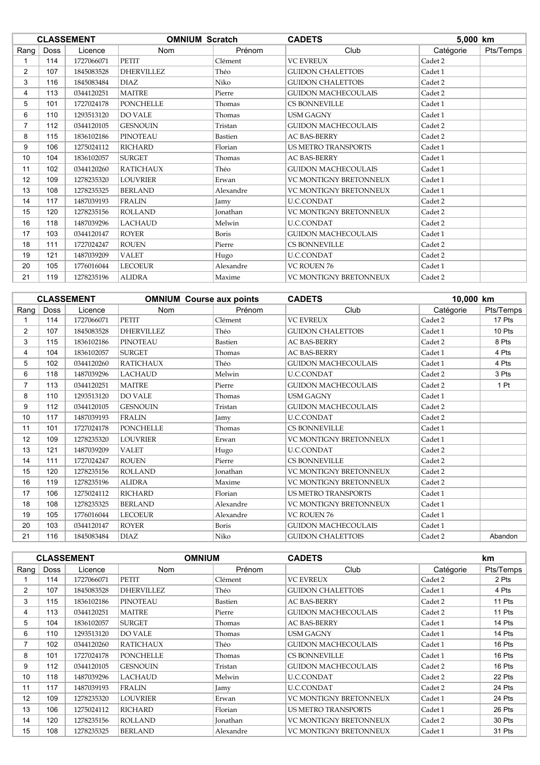| CLASSEMENT | | | OMNIUM Scratch | | CADETS | 5,000 km | |
|---|---|---|---|---|---|---|---|
| Rang | Doss | Licence | Nom | Prénom | Club | Catégorie | Pts/Temps |
| 1 | 114 | 1727066071 | PETIT | Clément | VC EVREUX | Cadet 2 | |
| 2 | 107 | 1845083528 | DHERVILLEZ | Théo | GUIDON CHALETTOIS | Cadet 1 | |
| 3 | 116 | 1845083484 | DIAZ | Niko | GUIDON CHALETTOIS | Cadet 2 | |
| 4 | 113 | 0344120251 | MAITRE | Pierre | GUIDON MACHECOULAIS | Cadet 2 | |
| 5 | 101 | 1727024178 | PONCHELLE | Thomas | CS BONNEVILLE | Cadet 1 | |
| 6 | 110 | 1293513120 | DO VALE | Thomas | USM GAGNY | Cadet 1 | |
| 7 | 112 | 0344120105 | GESNOUIN | Tristan | GUIDON MACHECOULAIS | Cadet 2 | |
| 8 | 115 | 1836102186 | PINOTEAU | Bastien | AC BAS-BERRY | Cadet 2 | |
| 9 | 106 | 1275024112 | RICHARD | Florian | US METRO TRANSPORTS | Cadet 1 | |
| 10 | 104 | 1836102057 | SURGET | Thomas | AC BAS-BERRY | Cadet 1 | |
| 11 | 102 | 0344120260 | RATICHAUX | Théo | GUIDON MACHECOULAIS | Cadet 1 | |
| 12 | 109 | 1278235320 | LOUVRIER | Erwan | VC MONTIGNY BRETONNEUX | Cadet 1 | |
| 13 | 108 | 1278235325 | BERLAND | Alexandre | VC MONTIGNY BRETONNEUX | Cadet 1 | |
| 14 | 117 | 1487039193 | FRALIN | Jamy | U.C.CONDAT | Cadet 2 | |
| 15 | 120 | 1278235156 | ROLLAND | Jonathan | VC MONTIGNY BRETONNEUX | Cadet 2 | |
| 16 | 118 | 1487039296 | LACHAUD | Melwin | U.C.CONDAT | Cadet 2 | |
| 17 | 103 | 0344120147 | ROYER | Boris | GUIDON MACHECOULAIS | Cadet 1 | |
| 18 | 111 | 1727024247 | ROUEN | Pierre | CS BONNEVILLE | Cadet 2 | |
| 19 | 121 | 1487039209 | VALET | Hugo | U.C.CONDAT | Cadet 2 | |
| 20 | 105 | 1776016044 | LECOEUR | Alexandre | VC ROUEN 76 | Cadet 1 | |
| 21 | 119 | 1278235196 | ALIDRA | Maxime | VC MONTIGNY BRETONNEUX | Cadet 2 | |

| CLASSEMENT | | | OMNIUM Course aux points | | CADETS | 10,000 km | |
|---|---|---|---|---|---|---|---|
| Rang | Doss | Licence | Nom | Prénom | Club | Catégorie | Pts/Temps |
| 1 | 114 | 1727066071 | PETIT | Clément | VC EVREUX | Cadet 2 | 17 Pts |
| 2 | 107 | 1845083528 | DHERVILLEZ | Théo | GUIDON CHALETTOIS | Cadet 1 | 10 Pts |
| 3 | 115 | 1836102186 | PINOTEAU | Bastien | AC BAS-BERRY | Cadet 2 | 8 Pts |
| 4 | 104 | 1836102057 | SURGET | Thomas | AC BAS-BERRY | Cadet 1 | 4 Pts |
| 5 | 102 | 0344120260 | RATICHAUX | Théo | GUIDON MACHECOULAIS | Cadet 1 | 4 Pts |
| 6 | 118 | 1487039296 | LACHAUD | Melwin | U.C.CONDAT | Cadet 2 | 3 Pts |
| 7 | 113 | 0344120251 | MAITRE | Pierre | GUIDON MACHECOULAIS | Cadet 2 | 1 Pt |
| 8 | 110 | 1293513120 | DO VALE | Thomas | USM GAGNY | Cadet 1 | |
| 9 | 112 | 0344120105 | GESNOUIN | Tristan | GUIDON MACHECOULAIS | Cadet 2 | |
| 10 | 117 | 1487039193 | FRALIN | Jamy | U.C.CONDAT | Cadet 2 | |
| 11 | 101 | 1727024178 | PONCHELLE | Thomas | CS BONNEVILLE | Cadet 1 | |
| 12 | 109 | 1278235320 | LOUVRIER | Erwan | VC MONTIGNY BRETONNEUX | Cadet 1 | |
| 13 | 121 | 1487039209 | VALET | Hugo | U.C.CONDAT | Cadet 2 | |
| 14 | 111 | 1727024247 | ROUEN | Pierre | CS BONNEVILLE | Cadet 2 | |
| 15 | 120 | 1278235156 | ROLLAND | Jonathan | VC MONTIGNY BRETONNEUX | Cadet 2 | |
| 16 | 119 | 1278235196 | ALIDRA | Maxime | VC MONTIGNY BRETONNEUX | Cadet 2 | |
| 17 | 106 | 1275024112 | RICHARD | Florian | US METRO TRANSPORTS | Cadet 1 | |
| 18 | 108 | 1278235325 | BERLAND | Alexandre | VC MONTIGNY BRETONNEUX | Cadet 1 | |
| 19 | 105 | 1776016044 | LECOEUR | Alexandre | VC ROUEN 76 | Cadet 1 | |
| 20 | 103 | 0344120147 | ROYER | Boris | GUIDON MACHECOULAIS | Cadet 1 | |
| 21 | 116 | 1845083484 | DIAZ | Niko | GUIDON CHALETTOIS | Cadet 2 | Abandon |

| CLASSEMENT | | | OMNIUM | | CADETS | km | |
|---|---|---|---|---|---|---|---|
| Rang | Doss | Licence | Nom | Prénom | Club | Catégorie | Pts/Temps |
| 1 | 114 | 1727066071 | PETIT | Clément | VC EVREUX | Cadet 2 | 2 Pts |
| 2 | 107 | 1845083528 | DHERVILLEZ | Théo | GUIDON CHALETTOIS | Cadet 1 | 4 Pts |
| 3 | 115 | 1836102186 | PINOTEAU | Bastien | AC BAS-BERRY | Cadet 2 | 11 Pts |
| 4 | 113 | 0344120251 | MAITRE | Pierre | GUIDON MACHECOULAIS | Cadet 2 | 11 Pts |
| 5 | 104 | 1836102057 | SURGET | Thomas | AC BAS-BERRY | Cadet 1 | 14 Pts |
| 6 | 110 | 1293513120 | DO VALE | Thomas | USM GAGNY | Cadet 1 | 14 Pts |
| 7 | 102 | 0344120260 | RATICHAUX | Théo | GUIDON MACHECOULAIS | Cadet 1 | 16 Pts |
| 8 | 101 | 1727024178 | PONCHELLE | Thomas | CS BONNEVILLE | Cadet 1 | 16 Pts |
| 9 | 112 | 0344120105 | GESNOUIN | Tristan | GUIDON MACHECOULAIS | Cadet 2 | 16 Pts |
| 10 | 118 | 1487039296 | LACHAUD | Melwin | U.C.CONDAT | Cadet 2 | 22 Pts |
| 11 | 117 | 1487039193 | FRALIN | Jamy | U.C.CONDAT | Cadet 2 | 24 Pts |
| 12 | 109 | 1278235320 | LOUVRIER | Erwan | VC MONTIGNY BRETONNEUX | Cadet 1 | 24 Pts |
| 13 | 106 | 1275024112 | RICHARD | Florian | US METRO TRANSPORTS | Cadet 1 | 26 Pts |
| 14 | 120 | 1278235156 | ROLLAND | Jonathan | VC MONTIGNY BRETONNEUX | Cadet 2 | 30 Pts |
| 15 | 108 | 1278235325 | BERLAND | Alexandre | VC MONTIGNY BRETONNEUX | Cadet 1 | 31 Pts |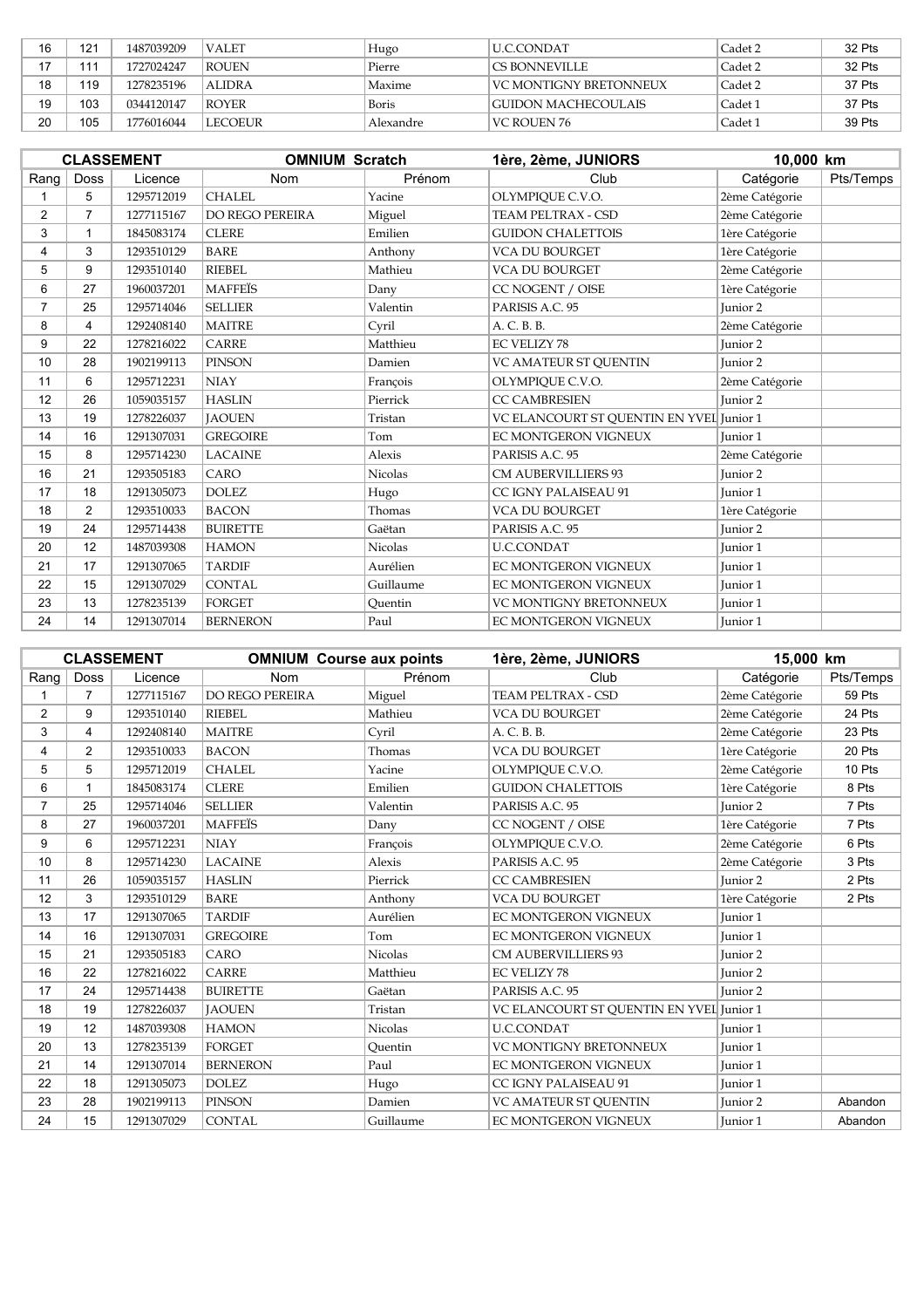| | | | | | | | |
|---|---|---|---|---|---|---|---|
| 16 | 121 | 1487039209 | VALET | Hugo | U.C.CONDAT | Cadet 2 | 32 Pts |
| 17 | 111 | 1727024247 | ROUEN | Pierre | CS BONNEVILLE | Cadet 2 | 32 Pts |
| 18 | 119 | 1278235196 | ALIDRA | Maxime | VC MONTIGNY BRETONNEUX | Cadet 2 | 37 Pts |
| 19 | 103 | 0344120147 | ROYER | Boris | GUIDON MACHECOULAIS | Cadet 1 | 37 Pts |
| 20 | 105 | 1776016044 | LECOEUR | Alexandre | VC ROUEN 76 | Cadet 1 | 39 Pts |

| CLASSEMENT | | | OMNIUM Scratch | | 1ère, 2ème, JUNIORS | 10,000 km | |
|---|---|---|---|---|---|---|---|
| Rang | Doss | Licence | Nom | Prénom | Club | Catégorie | Pts/Temps |
| 1 | 5 | 1295712019 | CHALEL | Yacine | OLYMPIQUE C.V.O. | 2ème Catégorie | |
| 2 | 7 | 1277115167 | DO REGO PEREIRA | Miguel | TEAM PELTRAX - CSD | 2ème Catégorie | |
| 3 | 1 | 1845083174 | CLERE | Emilien | GUIDON CHALETTOIS | 1ère Catégorie | |
| 4 | 3 | 1293510129 | BARE | Anthony | VCA DU BOURGET | 1ère Catégorie | |
| 5 | 9 | 1293510140 | RIEBEL | Mathieu | VCA DU BOURGET | 2ème Catégorie | |
| 6 | 27 | 1960037201 | MAFFEÏS | Dany | CC NOGENT / OISE | 1ère Catégorie | |
| 7 | 25 | 1295714046 | SELLIER | Valentin | PARISIS A.C. 95 | Junior 2 | |
| 8 | 4 | 1292408140 | MAITRE | Cyril | A. C. B. B. | 2ème Catégorie | |
| 9 | 22 | 1278216022 | CARRE | Matthieu | EC VELIZY 78 | Junior 2 | |
| 10 | 28 | 1902199113 | PINSON | Damien | VC AMATEUR ST QUENTIN | Junior 2 | |
| 11 | 6 | 1295712231 | NIAY | François | OLYMPIQUE C.V.O. | 2ème Catégorie | |
| 12 | 26 | 1059035157 | HASLIN | Pierrick | CC CAMBRESIEN | Junior 2 | |
| 13 | 19 | 1278226037 | JAOUEN | Tristan | VC ELANCOURT ST QUENTIN EN YVEL | Junior 1 | |
| 14 | 16 | 1291307031 | GREGOIRE | Tom | EC MONTGERON VIGNEUX | Junior 1 | |
| 15 | 8 | 1295714230 | LACAINE | Alexis | PARISIS A.C. 95 | 2ème Catégorie | |
| 16 | 21 | 1293505183 | CARO | Nicolas | CM AUBERVILLIERS 93 | Junior 2 | |
| 17 | 18 | 1291305073 | DOLEZ | Hugo | CC IGNY PALAISEAU 91 | Junior 1 | |
| 18 | 2 | 1293510033 | BACON | Thomas | VCA DU BOURGET | 1ère Catégorie | |
| 19 | 24 | 1295714438 | BUIRETTE | Gaëtan | PARISIS A.C. 95 | Junior 2 | |
| 20 | 12 | 1487039308 | HAMON | Nicolas | U.C.CONDAT | Junior 1 | |
| 21 | 17 | 1291307065 | TARDIF | Aurélien | EC MONTGERON VIGNEUX | Junior 1 | |
| 22 | 15 | 1291307029 | CONTAL | Guillaume | EC MONTGERON VIGNEUX | Junior 1 | |
| 23 | 13 | 1278235139 | FORGET | Quentin | VC MONTIGNY BRETONNEUX | Junior 1 | |
| 24 | 14 | 1291307014 | BERNERON | Paul | EC MONTGERON VIGNEUX | Junior 1 | |

| CLASSEMENT | | | OMNIUM Course aux points | | 1ère, 2ème, JUNIORS | 15,000 km | |
|---|---|---|---|---|---|---|---|
| Rang | Doss | Licence | Nom | Prénom | Club | Catégorie | Pts/Temps |
| 1 | 7 | 1277115167 | DO REGO PEREIRA | Miguel | TEAM PELTRAX - CSD | 2ème Catégorie | 59 Pts |
| 2 | 9 | 1293510140 | RIEBEL | Mathieu | VCA DU BOURGET | 2ème Catégorie | 24 Pts |
| 3 | 4 | 1292408140 | MAITRE | Cyril | A. C. B. B. | 2ème Catégorie | 23 Pts |
| 4 | 2 | 1293510033 | BACON | Thomas | VCA DU BOURGET | 1ère Catégorie | 20 Pts |
| 5 | 5 | 1295712019 | CHALEL | Yacine | OLYMPIQUE C.V.O. | 2ème Catégorie | 10 Pts |
| 6 | 1 | 1845083174 | CLERE | Emilien | GUIDON CHALETTOIS | 1ère Catégorie | 8 Pts |
| 7 | 25 | 1295714046 | SELLIER | Valentin | PARISIS A.C. 95 | Junior 2 | 7 Pts |
| 8 | 27 | 1960037201 | MAFFEÏS | Dany | CC NOGENT / OISE | 1ère Catégorie | 7 Pts |
| 9 | 6 | 1295712231 | NIAY | François | OLYMPIQUE C.V.O. | 2ème Catégorie | 6 Pts |
| 10 | 8 | 1295714230 | LACAINE | Alexis | PARISIS A.C. 95 | 2ème Catégorie | 3 Pts |
| 11 | 26 | 1059035157 | HASLIN | Pierrick | CC CAMBRESIEN | Junior 2 | 2 Pts |
| 12 | 3 | 1293510129 | BARE | Anthony | VCA DU BOURGET | 1ère Catégorie | 2 Pts |
| 13 | 17 | 1291307065 | TARDIF | Aurélien | EC MONTGERON VIGNEUX | Junior 1 | |
| 14 | 16 | 1291307031 | GREGOIRE | Tom | EC MONTGERON VIGNEUX | Junior 1 | |
| 15 | 21 | 1293505183 | CARO | Nicolas | CM AUBERVILLIERS 93 | Junior 2 | |
| 16 | 22 | 1278216022 | CARRE | Matthieu | EC VELIZY 78 | Junior 2 | |
| 17 | 24 | 1295714438 | BUIRETTE | Gaëtan | PARISIS A.C. 95 | Junior 2 | |
| 18 | 19 | 1278226037 | JAOUEN | Tristan | VC ELANCOURT ST QUENTIN EN YVEL | Junior 1 | |
| 19 | 12 | 1487039308 | HAMON | Nicolas | U.C.CONDAT | Junior 1 | |
| 20 | 13 | 1278235139 | FORGET | Quentin | VC MONTIGNY BRETONNEUX | Junior 1 | |
| 21 | 14 | 1291307014 | BERNERON | Paul | EC MONTGERON VIGNEUX | Junior 1 | |
| 22 | 18 | 1291305073 | DOLEZ | Hugo | CC IGNY PALAISEAU 91 | Junior 1 | |
| 23 | 28 | 1902199113 | PINSON | Damien | VC AMATEUR ST QUENTIN | Junior 2 | Abandon |
| 24 | 15 | 1291307029 | CONTAL | Guillaume | EC MONTGERON VIGNEUX | Junior 1 | Abandon |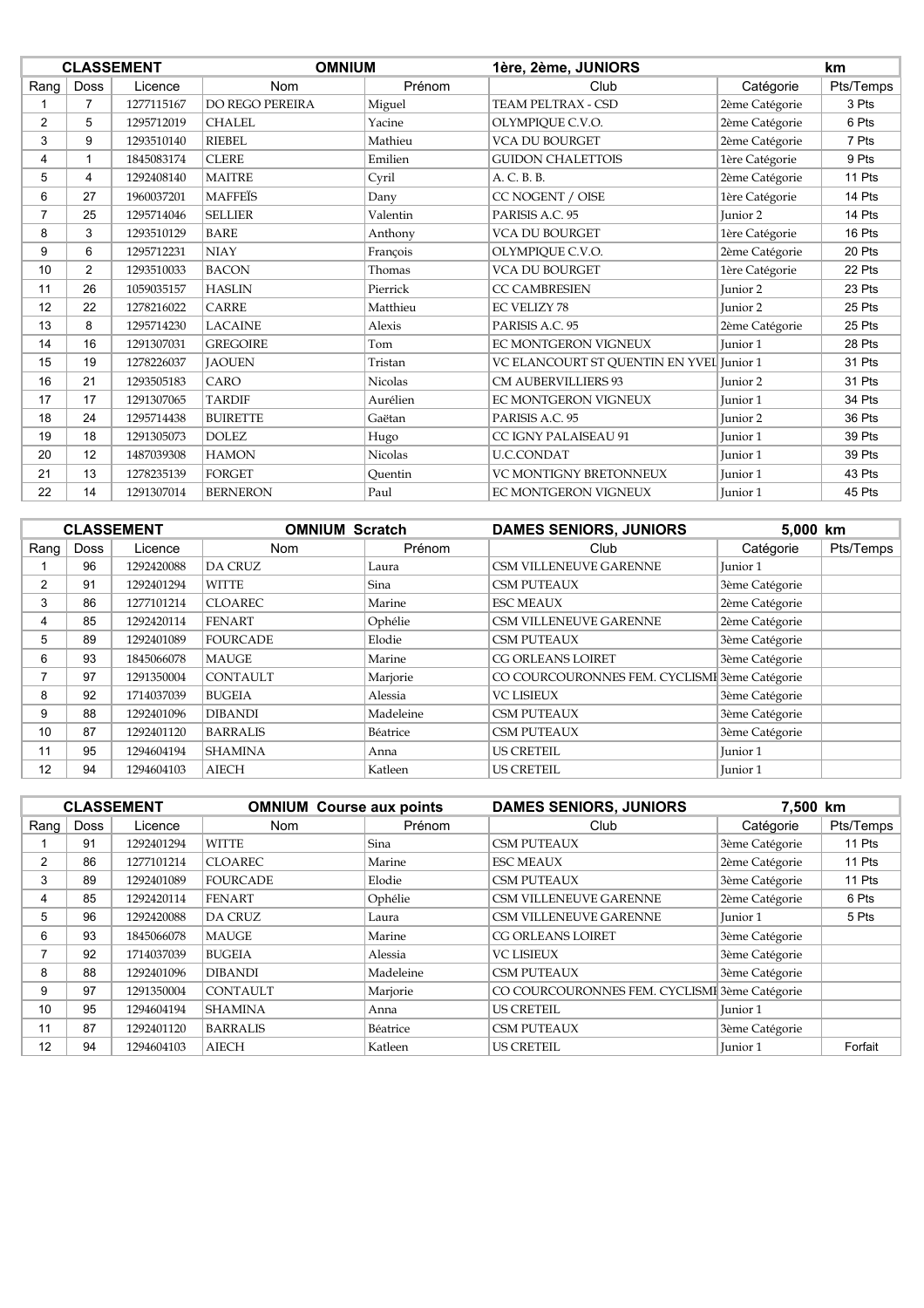| CLASSEMENT | | | OMNIUM | | 1ère, 2ème, JUNIORS | | km |
|---|---|---|---|---|---|---|---|
| Rang | Doss | Licence | Nom | Prénom | Club | Catégorie | Pts/Temps |
| 1 | 7 | 1277115167 | DO REGO PEREIRA | Miguel | TEAM PELTRAX - CSD | 2ème Catégorie | 3 Pts |
| 2 | 5 | 1295712019 | CHALEL | Yacine | OLYMPIQUE C.V.O. | 2ème Catégorie | 6 Pts |
| 3 | 9 | 1293510140 | RIEBEL | Mathieu | VCA DU BOURGET | 2ème Catégorie | 7 Pts |
| 4 | 1 | 1845083174 | CLERE | Emilien | GUIDON CHALETTOIS | 1ère Catégorie | 9 Pts |
| 5 | 4 | 1292408140 | MAITRE | Cyril | A. C. B. B. | 2ème Catégorie | 11 Pts |
| 6 | 27 | 1960037201 | MAFFEÏS | Dany | CC NOGENT / OISE | 1ère Catégorie | 14 Pts |
| 7 | 25 | 1295714046 | SELLIER | Valentin | PARISIS A.C. 95 | Junior 2 | 14 Pts |
| 8 | 3 | 1293510129 | BARE | Anthony | VCA DU BOURGET | 1ère Catégorie | 16 Pts |
| 9 | 6 | 1295712231 | NIAY | François | OLYMPIQUE C.V.O. | 2ème Catégorie | 20 Pts |
| 10 | 2 | 1293510033 | BACON | Thomas | VCA DU BOURGET | 1ère Catégorie | 22 Pts |
| 11 | 26 | 1059035157 | HASLIN | Pierrick | CC CAMBRESIEN | Junior 2 | 23 Pts |
| 12 | 22 | 1278216022 | CARRE | Matthieu | EC VELIZY 78 | Junior 2 | 25 Pts |
| 13 | 8 | 1295714230 | LACAINE | Alexis | PARISIS A.C. 95 | 2ème Catégorie | 25 Pts |
| 14 | 16 | 1291307031 | GREGOIRE | Tom | EC MONTGERON VIGNEUX | Junior 1 | 28 Pts |
| 15 | 19 | 1278226037 | JAOUEN | Tristan | VC ELANCOURT ST QUENTIN EN YVEL | Junior 1 | 31 Pts |
| 16 | 21 | 1293505183 | CARO | Nicolas | CM AUBERVILLIERS 93 | Junior 2 | 31 Pts |
| 17 | 17 | 1291307065 | TARDIF | Aurélien | EC MONTGERON VIGNEUX | Junior 1 | 34 Pts |
| 18 | 24 | 1295714438 | BUIRETTE | Gaëtan | PARISIS A.C. 95 | Junior 2 | 36 Pts |
| 19 | 18 | 1291305073 | DOLEZ | Hugo | CC IGNY PALAISEAU 91 | Junior 1 | 39 Pts |
| 20 | 12 | 1487039308 | HAMON | Nicolas | U.C.CONDAT | Junior 1 | 39 Pts |
| 21 | 13 | 1278235139 | FORGET | Quentin | VC MONTIGNY BRETONNEUX | Junior 1 | 43 Pts |
| 22 | 14 | 1291307014 | BERNERON | Paul | EC MONTGERON VIGNEUX | Junior 1 | 45 Pts |

| CLASSEMENT | | | OMNIUM Scratch | | DAMES SENIORS, JUNIORS | 5,000 km | |
|---|---|---|---|---|---|---|---|
| Rang | Doss | Licence | Nom | Prénom | Club | Catégorie | Pts/Temps |
| 1 | 96 | 1292420088 | DA CRUZ | Laura | CSM VILLENEUVE GARENNE | Junior 1 | |
| 2 | 91 | 1292401294 | WITTE | Sina | CSM PUTEAUX | 3ème Catégorie | |
| 3 | 86 | 1277101214 | CLOAREC | Marine | ESC MEAUX | 2ème Catégorie | |
| 4 | 85 | 1292420114 | FENART | Ophélie | CSM VILLENEUVE GARENNE | 2ème Catégorie | |
| 5 | 89 | 1292401089 | FOURCADE | Elodie | CSM PUTEAUX | 3ème Catégorie | |
| 6 | 93 | 1845066078 | MAUGE | Marine | CG ORLEANS LOIRET | 3ème Catégorie | |
| 7 | 97 | 1291350004 | CONTAULT | Marjorie | CO COURCOURONNES FEM. CYCLISMI | 3ème Catégorie | |
| 8 | 92 | 1714037039 | BUGEIA | Alessia | VC LISIEUX | 3ème Catégorie | |
| 9 | 88 | 1292401096 | DIBANDI | Madeleine | CSM PUTEAUX | 3ème Catégorie | |
| 10 | 87 | 1292401120 | BARRALIS | Béatrice | CSM PUTEAUX | 3ème Catégorie | |
| 11 | 95 | 1294604194 | SHAMINA | Anna | US CRETEIL | Junior 1 | |
| 12 | 94 | 1294604103 | AIECH | Katleen | US CRETEIL | Junior 1 | |

| CLASSEMENT | | | OMNIUM Course aux points | | DAMES SENIORS, JUNIORS | 7,500 km | |
|---|---|---|---|---|---|---|---|
| Rang | Doss | Licence | Nom | Prénom | Club | Catégorie | Pts/Temps |
| 1 | 91 | 1292401294 | WITTE | Sina | CSM PUTEAUX | 3ème Catégorie | 11 Pts |
| 2 | 86 | 1277101214 | CLOAREC | Marine | ESC MEAUX | 2ème Catégorie | 11 Pts |
| 3 | 89 | 1292401089 | FOURCADE | Elodie | CSM PUTEAUX | 3ème Catégorie | 11 Pts |
| 4 | 85 | 1292420114 | FENART | Ophélie | CSM VILLENEUVE GARENNE | 2ème Catégorie | 6 Pts |
| 5 | 96 | 1292420088 | DA CRUZ | Laura | CSM VILLENEUVE GARENNE | Junior 1 | 5 Pts |
| 6 | 93 | 1845066078 | MAUGE | Marine | CG ORLEANS LOIRET | 3ème Catégorie | |
| 7 | 92 | 1714037039 | BUGEIA | Alessia | VC LISIEUX | 3ème Catégorie | |
| 8 | 88 | 1292401096 | DIBANDI | Madeleine | CSM PUTEAUX | 3ème Catégorie | |
| 9 | 97 | 1291350004 | CONTAULT | Marjorie | CO COURCOURONNES FEM. CYCLISMI | 3ème Catégorie | |
| 10 | 95 | 1294604194 | SHAMINA | Anna | US CRETEIL | Junior 1 | |
| 11 | 87 | 1292401120 | BARRALIS | Béatrice | CSM PUTEAUX | 3ème Catégorie | |
| 12 | 94 | 1294604103 | AIECH | Katleen | US CRETEIL | Junior 1 | Forfait |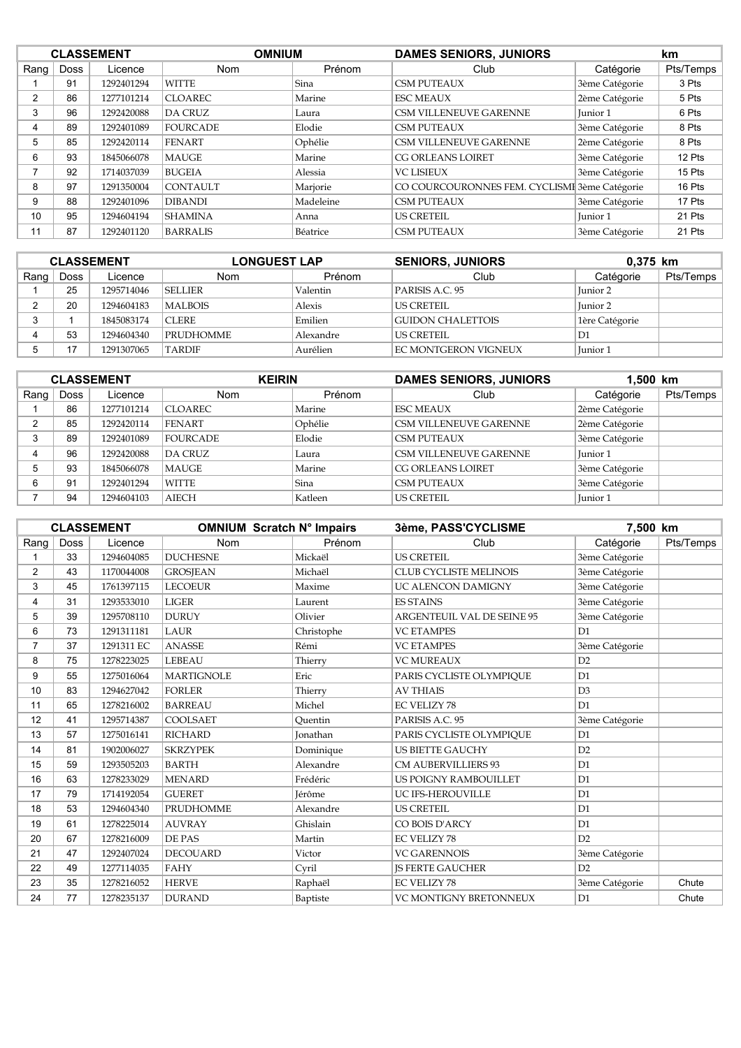| CLASSEMENT | | | OMNIUM | | DAMES SENIORS, JUNIORS | | km |
|---|---|---|---|---|---|---|---|
| Rang | Doss | Licence | Nom | Prénom | Club | Catégorie | Pts/Temps |
| 1 | 91 | 1292401294 | WITTE | Sina | CSM PUTEAUX | 3ème Catégorie | 3 Pts |
| 2 | 86 | 1277101214 | CLOAREC | Marine | ESC MEAUX | 2ème Catégorie | 5 Pts |
| 3 | 96 | 1292420088 | DA CRUZ | Laura | CSM VILLENEUVE GARENNE | Junior 1 | 6 Pts |
| 4 | 89 | 1292401089 | FOURCADE | Elodie | CSM PUTEAUX | 3ème Catégorie | 8 Pts |
| 5 | 85 | 1292420114 | FENART | Ophélie | CSM VILLENEUVE GARENNE | 2ème Catégorie | 8 Pts |
| 6 | 93 | 1845066078 | MAUGE | Marine | CG ORLEANS LOIRET | 3ème Catégorie | 12 Pts |
| 7 | 92 | 1714037039 | BUGEIA | Alessia | VC LISIEUX | 3ème Catégorie | 15 Pts |
| 8 | 97 | 1291350004 | CONTAULT | Marjorie | CO COURCOURONNES FEM. CYCLISMI | 3ème Catégorie | 16 Pts |
| 9 | 88 | 1292401096 | DIBANDI | Madeleine | CSM PUTEAUX | 3ème Catégorie | 17 Pts |
| 10 | 95 | 1294604194 | SHAMINA | Anna | US CRETEIL | Junior 1 | 21 Pts |
| 11 | 87 | 1292401120 | BARRALIS | Béatrice | CSM PUTEAUX | 3ème Catégorie | 21 Pts |

| CLASSEMENT | | | LONGUEST LAP | | SENIORS, JUNIORS | 0,375 km | |
|---|---|---|---|---|---|---|---|
| Rang | Doss | Licence | Nom | Prénom | Club | Catégorie | Pts/Temps |
| 1 | 25 | 1295714046 | SELLIER | Valentin | PARISIS A.C. 95 | Junior 2 | |
| 2 | 20 | 1294604183 | MALBOIS | Alexis | US CRETEIL | Junior 2 | |
| 3 | 1 | 1845083174 | CLERE | Emilien | GUIDON CHALETTOIS | 1ère Catégorie | |
| 4 | 53 | 1294604340 | PRUDHOMME | Alexandre | US CRETEIL | D1 | |
| 5 | 17 | 1291307065 | TARDIF | Aurélien | EC MONTGERON VIGNEUX | Junior 1 | |

| CLASSEMENT | | | KEIRIN | | DAMES SENIORS, JUNIORS | 1,500 km | |
|---|---|---|---|---|---|---|---|
| Rang | Doss | Licence | Nom | Prénom | Club | Catégorie | Pts/Temps |
| 1 | 86 | 1277101214 | CLOAREC | Marine | ESC MEAUX | 2ème Catégorie | |
| 2 | 85 | 1292420114 | FENART | Ophélie | CSM VILLENEUVE GARENNE | 2ème Catégorie | |
| 3 | 89 | 1292401089 | FOURCADE | Elodie | CSM PUTEAUX | 3ème Catégorie | |
| 4 | 96 | 1292420088 | DA CRUZ | Laura | CSM VILLENEUVE GARENNE | Junior 1 | |
| 5 | 93 | 1845066078 | MAUGE | Marine | CG ORLEANS LOIRET | 3ème Catégorie | |
| 6 | 91 | 1292401294 | WITTE | Sina | CSM PUTEAUX | 3ème Catégorie | |
| 7 | 94 | 1294604103 | AIECH | Katleen | US CRETEIL | Junior 1 | |

| CLASSEMENT | | | OMNIUM Scratch N° Impairs | | 3ème, PASS'CYCLISME | 7,500 km | |
|---|---|---|---|---|---|---|---|
| Rang | Doss | Licence | Nom | Prénom | Club | Catégorie | Pts/Temps |
| 1 | 33 | 1294604085 | DUCHESNE | Mickaël | US CRETEIL | 3ème Catégorie | |
| 2 | 43 | 1170044008 | GROSJEAN | Michaël | CLUB CYCLISTE MELINOIS | 3ème Catégorie | |
| 3 | 45 | 1761397115 | LECOEUR | Maxime | UC ALENCON DAMIGNY | 3ème Catégorie | |
| 4 | 31 | 1293533010 | LIGER | Laurent | ES STAINS | 3ème Catégorie | |
| 5 | 39 | 1295708110 | DURUY | Olivier | ARGENTEUIL VAL DE SEINE 95 | 3ème Catégorie | |
| 6 | 73 | 1291311181 | LAUR | Christophe | VC ETAMPES | D1 | |
| 7 | 37 | 1291311 EC | ANASSE | Rémi | VC ETAMPES | 3ème Catégorie | |
| 8 | 75 | 1278223025 | LEBEAU | Thierry | VC MUREAUX | D2 | |
| 9 | 55 | 1275016064 | MARTIGNOLE | Eric | PARIS CYCLISTE OLYMPIQUE | D1 | |
| 10 | 83 | 1294627042 | FORLER | Thierry | AV THIAIS | D3 | |
| 11 | 65 | 1278216002 | BARREAU | Michel | EC VELIZY 78 | D1 | |
| 12 | 41 | 1295714387 | COOLSAET | Quentin | PARISIS A.C. 95 | 3ème Catégorie | |
| 13 | 57 | 1275016141 | RICHARD | Jonathan | PARIS CYCLISTE OLYMPIQUE | D1 | |
| 14 | 81 | 1902006027 | SKRZYPEK | Dominique | US BIETTE GAUCHY | D2 | |
| 15 | 59 | 1293505203 | BARTH | Alexandre | CM AUBERVILLIERS 93 | D1 | |
| 16 | 63 | 1278233029 | MENARD | Frédéric | US POIGNY RAMBOUILLET | D1 | |
| 17 | 79 | 1714192054 | GUERET | Jérôme | UC IFS-HEROUVILLE | D1 | |
| 18 | 53 | 1294604340 | PRUDHOMME | Alexandre | US CRETEIL | D1 | |
| 19 | 61 | 1278225014 | AUVRAY | Ghislain | CO BOIS D'ARCY | D1 | |
| 20 | 67 | 1278216009 | DE PAS | Martin | EC VELIZY 78 | D2 | |
| 21 | 47 | 1292407024 | DECOUARD | Victor | VC GARENNOIS | 3ème Catégorie | |
| 22 | 49 | 1277114035 | FAHY | Cyril | JS FERTE GAUCHER | D2 | |
| 23 | 35 | 1278216052 | HERVE | Raphaël | EC VELIZY 78 | 3ème Catégorie | Chute |
| 24 | 77 | 1278235137 | DURAND | Baptiste | VC MONTIGNY BRETONNEUX | D1 | Chute |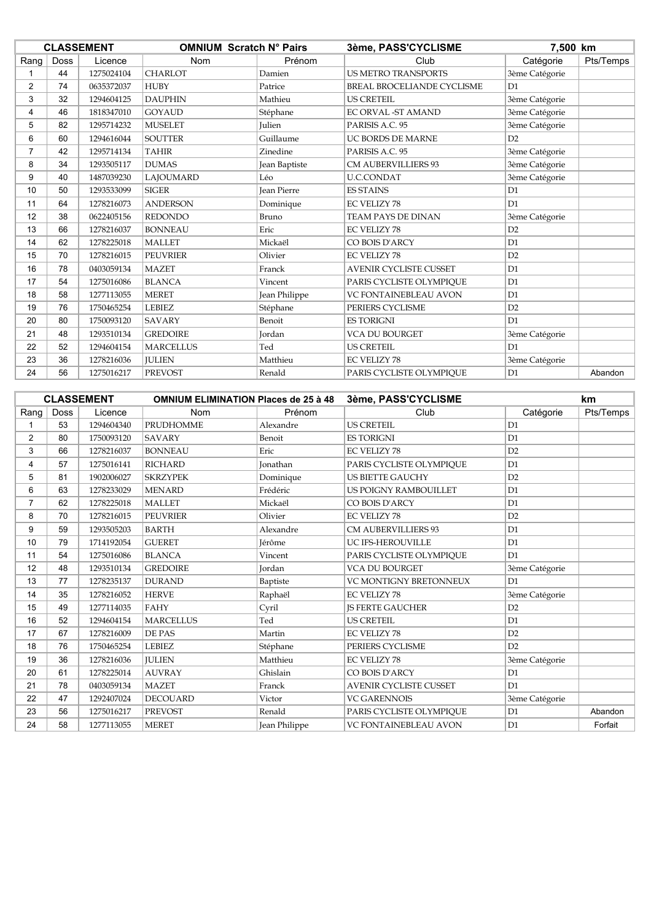| CLASSEMENT | | OMNIUM Scratch N° Pairs | | | 3ème, PASS'CYCLISME | 7,500 km | |
|---|---|---|---|---|---|---|---|
| Rang | Doss | Licence | Nom | Prénom | Club | Catégorie | Pts/Temps |
| 1 | 44 | 1275024104 | CHARLOT | Damien | US METRO TRANSPORTS | 3ème Catégorie | |
| 2 | 74 | 0635372037 | HUBY | Patrice | BREAL BROCELIANDE CYCLISME | D1 | |
| 3 | 32 | 1294604125 | DAUPHIN | Mathieu | US CRETEIL | 3ème Catégorie | |
| 4 | 46 | 1818347010 | GOYAUD | Stéphane | EC ORVAL -ST AMAND | 3ème Catégorie | |
| 5 | 82 | 1295714232 | MUSELET | Julien | PARISIS A.C. 95 | 3ème Catégorie | |
| 6 | 60 | 1294616044 | SOUTTER | Guillaume | UC BORDS DE MARNE | D2 | |
| 7 | 42 | 1295714134 | TAHIR | Zinedine | PARISIS A.C. 95 | 3ème Catégorie | |
| 8 | 34 | 1293505117 | DUMAS | Jean Baptiste | CM AUBERVILLIERS 93 | 3ème Catégorie | |
| 9 | 40 | 1487039230 | LAJOUMARD | Léo | U.C.CONDAT | 3ème Catégorie | |
| 10 | 50 | 1293533099 | SIGER | Jean Pierre | ES STAINS | D1 | |
| 11 | 64 | 1278216073 | ANDERSON | Dominique | EC VELIZY 78 | D1 | |
| 12 | 38 | 0622405156 | REDONDO | Bruno | TEAM PAYS DE DINAN | 3ème Catégorie | |
| 13 | 66 | 1278216037 | BONNEAU | Eric | EC VELIZY 78 | D2 | |
| 14 | 62 | 1278225018 | MALLET | Mickaël | CO BOIS D'ARCY | D1 | |
| 15 | 70 | 1278216015 | PEUVRIER | Olivier | EC VELIZY 78 | D2 | |
| 16 | 78 | 0403059134 | MAZET | Franck | AVENIR CYCLISTE CUSSET | D1 | |
| 17 | 54 | 1275016086 | BLANCA | Vincent | PARIS CYCLISTE OLYMPIQUE | D1 | |
| 18 | 58 | 1277113055 | MERET | Jean Philippe | VC FONTAINEBLEAU AVON | D1 | |
| 19 | 76 | 1750465254 | LEBIEZ | Stéphane | PERIERS CYCLISME | D2 | |
| 20 | 80 | 1750093120 | SAVARY | Benoit | ES TORIGNI | D1 | |
| 21 | 48 | 1293510134 | GREDOIRE | Jordan | VCA DU BOURGET | 3ème Catégorie | |
| 22 | 52 | 1294604154 | MARCELLUS | Ted | US CRETEIL | D1 | |
| 23 | 36 | 1278216036 | JULIEN | Matthieu | EC VELIZY 78 | 3ème Catégorie | |
| 24 | 56 | 1275016217 | PREVOST | Renald | PARIS CYCLISTE OLYMPIQUE | D1 | Abandon |

| CLASSEMENT | | OMNIUM ELIMINATION Places de 25 à 48 | | | 3ème, PASS'CYCLISME | | km |
|---|---|---|---|---|---|---|---|
| Rang | Doss | Licence | Nom | Prénom | Club | Catégorie | Pts/Temps |
| 1 | 53 | 1294604340 | PRUDHOMME | Alexandre | US CRETEIL | D1 | |
| 2 | 80 | 1750093120 | SAVARY | Benoit | ES TORIGNI | D1 | |
| 3 | 66 | 1278216037 | BONNEAU | Eric | EC VELIZY 78 | D2 | |
| 4 | 57 | 1275016141 | RICHARD | Jonathan | PARIS CYCLISTE OLYMPIQUE | D1 | |
| 5 | 81 | 1902006027 | SKRZYPEK | Dominique | US BIETTE GAUCHY | D2 | |
| 6 | 63 | 1278233029 | MENARD | Frédéric | US POIGNY RAMBOUILLET | D1 | |
| 7 | 62 | 1278225018 | MALLET | Mickaël | CO BOIS D'ARCY | D1 | |
| 8 | 70 | 1278216015 | PEUVRIER | Olivier | EC VELIZY 78 | D2 | |
| 9 | 59 | 1293505203 | BARTH | Alexandre | CM AUBERVILLIERS 93 | D1 | |
| 10 | 79 | 1714192054 | GUERET | Jérôme | UC IFS-HEROUVILLE | D1 | |
| 11 | 54 | 1275016086 | BLANCA | Vincent | PARIS CYCLISTE OLYMPIQUE | D1 | |
| 12 | 48 | 1293510134 | GREDOIRE | Jordan | VCA DU BOURGET | 3ème Catégorie | |
| 13 | 77 | 1278235137 | DURAND | Baptiste | VC MONTIGNY BRETONNEUX | D1 | |
| 14 | 35 | 1278216052 | HERVE | Raphaël | EC VELIZY 78 | 3ème Catégorie | |
| 15 | 49 | 1277114035 | FAHY | Cyril | JS FERTE GAUCHER | D2 | |
| 16 | 52 | 1294604154 | MARCELLUS | Ted | US CRETEIL | D1 | |
| 17 | 67 | 1278216009 | DE PAS | Martin | EC VELIZY 78 | D2 | |
| 18 | 76 | 1750465254 | LEBIEZ | Stéphane | PERIERS CYCLISME | D2 | |
| 19 | 36 | 1278216036 | JULIEN | Matthieu | EC VELIZY 78 | 3ème Catégorie | |
| 20 | 61 | 1278225014 | AUVRAY | Ghislain | CO BOIS D'ARCY | D1 | |
| 21 | 78 | 0403059134 | MAZET | Franck | AVENIR CYCLISTE CUSSET | D1 | |
| 22 | 47 | 1292407024 | DECOUARD | Victor | VC GARENNOIS | 3ème Catégorie | |
| 23 | 56 | 1275016217 | PREVOST | Renald | PARIS CYCLISTE OLYMPIQUE | D1 | Abandon |
| 24 | 58 | 1277113055 | MERET | Jean Philippe | VC FONTAINEBLEAU AVON | D1 | Forfait |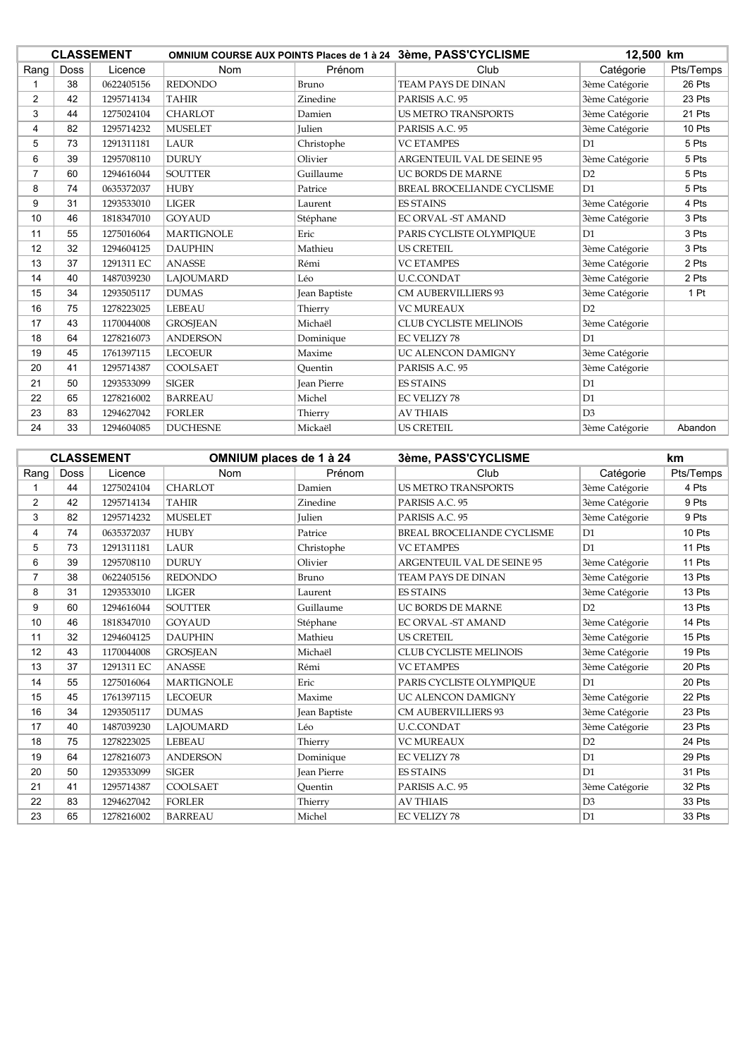| CLASSEMENT | | | OMNIUM COURSE AUX POINTS Places de 1 à 24 | | 3ème, PASS'CYCLISME | 12,500 km | |
|---|---|---|---|---|---|---|---|
| Rang | Doss | Licence | Nom | Prénom | Club | Catégorie | Pts/Temps |
| 1 | 38 | 0622405156 | REDONDO | Bruno | TEAM PAYS DE DINAN | 3ème Catégorie | 26 Pts |
| 2 | 42 | 1295714134 | TAHIR | Zinedine | PARISIS A.C. 95 | 3ème Catégorie | 23 Pts |
| 3 | 44 | 1275024104 | CHARLOT | Damien | US METRO TRANSPORTS | 3ème Catégorie | 21 Pts |
| 4 | 82 | 1295714232 | MUSELET | Julien | PARISIS A.C. 95 | 3ème Catégorie | 10 Pts |
| 5 | 73 | 1291311181 | LAUR | Christophe | VC ETAMPES | D1 | 5 Pts |
| 6 | 39 | 1295708110 | DURUY | Olivier | ARGENTEUIL VAL DE SEINE 95 | 3ème Catégorie | 5 Pts |
| 7 | 60 | 1294616044 | SOUTTER | Guillaume | UC BORDS DE MARNE | D2 | 5 Pts |
| 8 | 74 | 0635372037 | HUBY | Patrice | BREAL BROCELIANDE CYCLISME | D1 | 5 Pts |
| 9 | 31 | 1293533010 | LIGER | Laurent | ES STAINS | 3ème Catégorie | 4 Pts |
| 10 | 46 | 1818347010 | GOYAUD | Stéphane | EC ORVAL -ST AMAND | 3ème Catégorie | 3 Pts |
| 11 | 55 | 1275016064 | MARTIGNOLE | Eric | PARIS CYCLISTE OLYMPIQUE | D1 | 3 Pts |
| 12 | 32 | 1294604125 | DAUPHIN | Mathieu | US CRETEIL | 3ème Catégorie | 3 Pts |
| 13 | 37 | 1291311 EC | ANASSE | Rémi | VC ETAMPES | 3ème Catégorie | 2 Pts |
| 14 | 40 | 1487039230 | LAJOUMARD | Léo | U.C.CONDAT | 3ème Catégorie | 2 Pts |
| 15 | 34 | 1293505117 | DUMAS | Jean Baptiste | CM AUBERVILLIERS 93 | 3ème Catégorie | 1 Pt |
| 16 | 75 | 1278223025 | LEBEAU | Thierry | VC MUREAUX | D2 | |
| 17 | 43 | 1170044008 | GROSJEAN | Michaël | CLUB CYCLISTE MELINOIS | 3ème Catégorie | |
| 18 | 64 | 1278216073 | ANDERSON | Dominique | EC VELIZY 78 | D1 | |
| 19 | 45 | 1761397115 | LECOEUR | Maxime | UC ALENCON DAMIGNY | 3ème Catégorie | |
| 20 | 41 | 1295714387 | COOLSAET | Quentin | PARISIS A.C. 95 | 3ème Catégorie | |
| 21 | 50 | 1293533099 | SIGER | Jean Pierre | ES STAINS | D1 | |
| 22 | 65 | 1278216002 | BARREAU | Michel | EC VELIZY 78 | D1 | |
| 23 | 83 | 1294627042 | FORLER | Thierry | AV THIAIS | D3 | |
| 24 | 33 | 1294604085 | DUCHESNE | Mickaël | US CRETEIL | 3ème Catégorie | Abandon |

| CLASSEMENT | | | OMNIUM places de 1 à 24 | | 3ème, PASS'CYCLISME | | km |
|---|---|---|---|---|---|---|---|
| Rang | Doss | Licence | Nom | Prénom | Club | Catégorie | Pts/Temps |
| 1 | 44 | 1275024104 | CHARLOT | Damien | US METRO TRANSPORTS | 3ème Catégorie | 4 Pts |
| 2 | 42 | 1295714134 | TAHIR | Zinedine | PARISIS A.C. 95 | 3ème Catégorie | 9 Pts |
| 3 | 82 | 1295714232 | MUSELET | Julien | PARISIS A.C. 95 | 3ème Catégorie | 9 Pts |
| 4 | 74 | 0635372037 | HUBY | Patrice | BREAL BROCELIANDE CYCLISME | D1 | 10 Pts |
| 5 | 73 | 1291311181 | LAUR | Christophe | VC ETAMPES | D1 | 11 Pts |
| 6 | 39 | 1295708110 | DURUY | Olivier | ARGENTEUIL VAL DE SEINE 95 | 3ème Catégorie | 11 Pts |
| 7 | 38 | 0622405156 | REDONDO | Bruno | TEAM PAYS DE DINAN | 3ème Catégorie | 13 Pts |
| 8 | 31 | 1293533010 | LIGER | Laurent | ES STAINS | 3ème Catégorie | 13 Pts |
| 9 | 60 | 1294616044 | SOUTTER | Guillaume | UC BORDS DE MARNE | D2 | 13 Pts |
| 10 | 46 | 1818347010 | GOYAUD | Stéphane | EC ORVAL -ST AMAND | 3ème Catégorie | 14 Pts |
| 11 | 32 | 1294604125 | DAUPHIN | Mathieu | US CRETEIL | 3ème Catégorie | 15 Pts |
| 12 | 43 | 1170044008 | GROSJEAN | Michaël | CLUB CYCLISTE MELINOIS | 3ème Catégorie | 19 Pts |
| 13 | 37 | 1291311 EC | ANASSE | Rémi | VC ETAMPES | 3ème Catégorie | 20 Pts |
| 14 | 55 | 1275016064 | MARTIGNOLE | Eric | PARIS CYCLISTE OLYMPIQUE | D1 | 20 Pts |
| 15 | 45 | 1761397115 | LECOEUR | Maxime | UC ALENCON DAMIGNY | 3ème Catégorie | 22 Pts |
| 16 | 34 | 1293505117 | DUMAS | Jean Baptiste | CM AUBERVILLIERS 93 | 3ème Catégorie | 23 Pts |
| 17 | 40 | 1487039230 | LAJOUMARD | Léo | U.C.CONDAT | 3ème Catégorie | 23 Pts |
| 18 | 75 | 1278223025 | LEBEAU | Thierry | VC MUREAUX | D2 | 24 Pts |
| 19 | 64 | 1278216073 | ANDERSON | Dominique | EC VELIZY 78 | D1 | 29 Pts |
| 20 | 50 | 1293533099 | SIGER | Jean Pierre | ES STAINS | D1 | 31 Pts |
| 21 | 41 | 1295714387 | COOLSAET | Quentin | PARISIS A.C. 95 | 3ème Catégorie | 32 Pts |
| 22 | 83 | 1294627042 | FORLER | Thierry | AV THIAIS | D3 | 33 Pts |
| 23 | 65 | 1278216002 | BARREAU | Michel | EC VELIZY 78 | D1 | 33 Pts |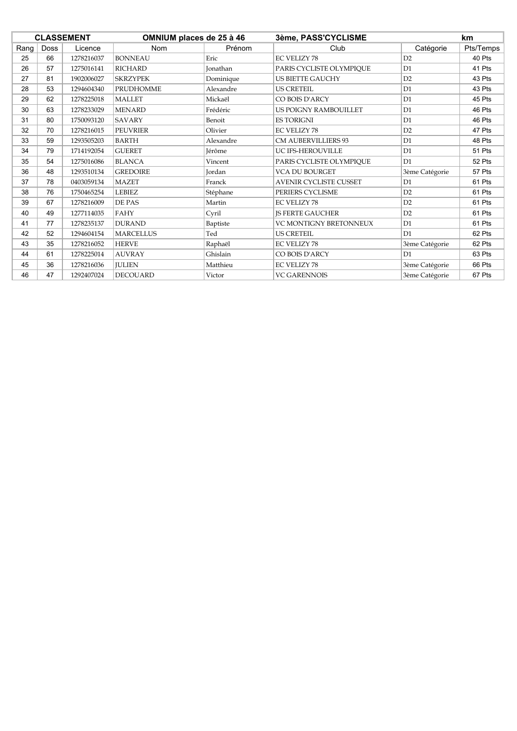| CLASSEMENT | | | OMNIUM places de 25 à 46 | | 3ème, PASS'CYCLISME | | km |
|---|---|---|---|---|---|---|---|
| Rang | Doss | Licence | Nom | Prénom | Club | Catégorie | Pts/Temps |
| 25 | 66 | 1278216037 | BONNEAU | Eric | EC VELIZY 78 | D2 | 40 Pts |
| 26 | 57 | 1275016141 | RICHARD | Jonathan | PARIS CYCLISTE OLYMPIQUE | D1 | 41 Pts |
| 27 | 81 | 1902006027 | SKRZYPEK | Dominique | US BIETTE GAUCHY | D2 | 43 Pts |
| 28 | 53 | 1294604340 | PRUDHOMME | Alexandre | US CRETEIL | D1 | 43 Pts |
| 29 | 62 | 1278225018 | MALLET | Mickaël | CO BOIS D'ARCY | D1 | 45 Pts |
| 30 | 63 | 1278233029 | MENARD | Frédéric | US POIGNY RAMBOUILLET | D1 | 46 Pts |
| 31 | 80 | 1750093120 | SAVARY | Benoit | ES TORIGNI | D1 | 46 Pts |
| 32 | 70 | 1278216015 | PEUVRIER | Olivier | EC VELIZY 78 | D2 | 47 Pts |
| 33 | 59 | 1293505203 | BARTH | Alexandre | CM AUBERVILLIERS 93 | D1 | 48 Pts |
| 34 | 79 | 1714192054 | GUERET | Jérôme | UC IFS-HEROUVILLE | D1 | 51 Pts |
| 35 | 54 | 1275016086 | BLANCA | Vincent | PARIS CYCLISTE OLYMPIQUE | D1 | 52 Pts |
| 36 | 48 | 1293510134 | GREDOIRE | Jordan | VCA DU BOURGET | 3ème Catégorie | 57 Pts |
| 37 | 78 | 0403059134 | MAZET | Franck | AVENIR CYCLISTE CUSSET | D1 | 61 Pts |
| 38 | 76 | 1750465254 | LEBIEZ | Stéphane | PERIERS CYCLISME | D2 | 61 Pts |
| 39 | 67 | 1278216009 | DE PAS | Martin | EC VELIZY 78 | D2 | 61 Pts |
| 40 | 49 | 1277114035 | FAHY | Cyril | JS FERTE GAUCHER | D2 | 61 Pts |
| 41 | 77 | 1278235137 | DURAND | Baptiste | VC MONTIGNY BRETONNEUX | D1 | 61 Pts |
| 42 | 52 | 1294604154 | MARCELLUS | Ted | US CRETEIL | D1 | 62 Pts |
| 43 | 35 | 1278216052 | HERVE | Raphaël | EC VELIZY 78 | 3ème Catégorie | 62 Pts |
| 44 | 61 | 1278225014 | AUVRAY | Ghislain | CO BOIS D'ARCY | D1 | 63 Pts |
| 45 | 36 | 1278216036 | JULIEN | Matthieu | EC VELIZY 78 | 3ème Catégorie | 66 Pts |
| 46 | 47 | 1292407024 | DECOUARD | Victor | VC GARENNOIS | 3ème Catégorie | 67 Pts |